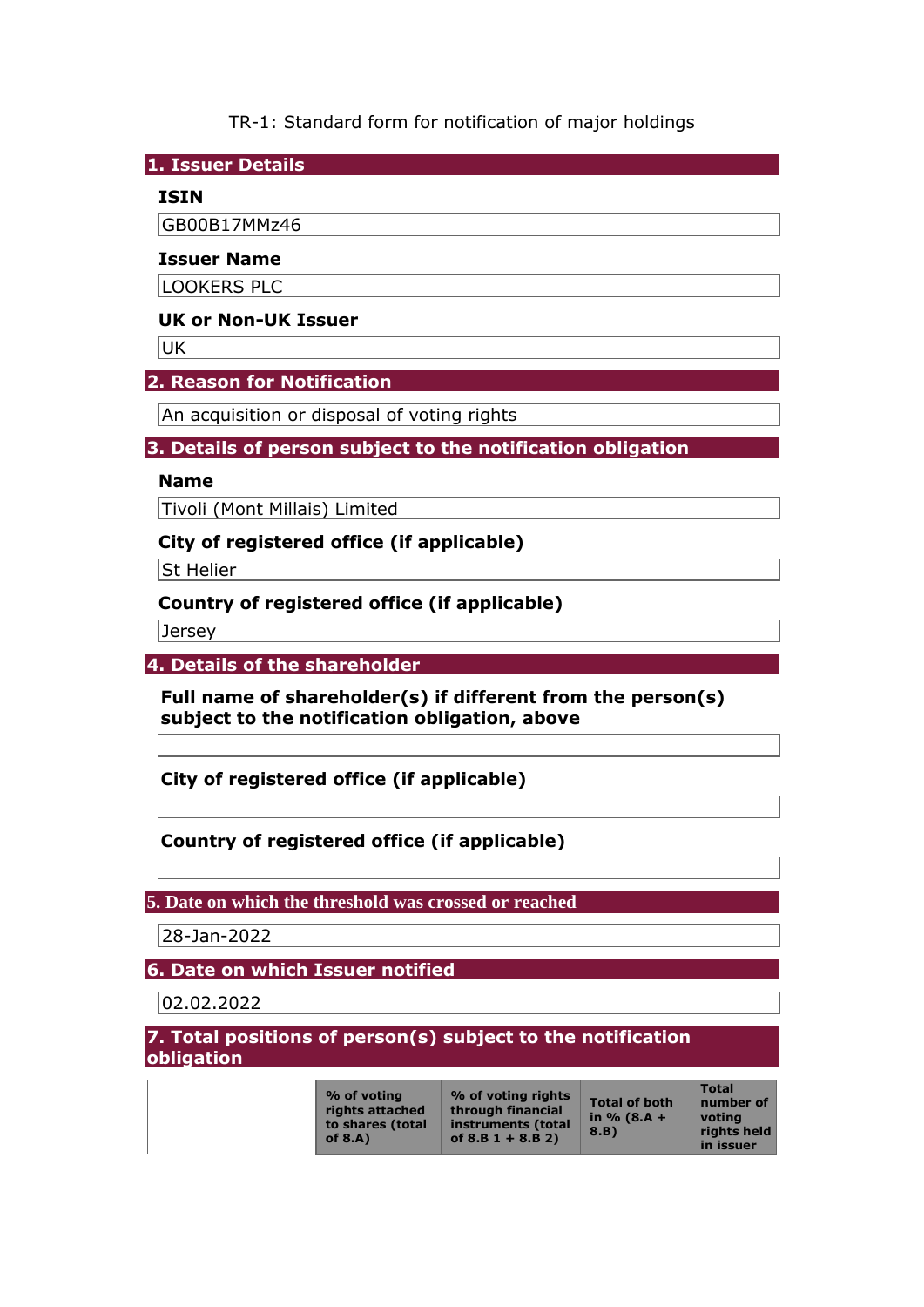TR-1: Standard form for notification of major holdings

## 1. Issuer Details

**ISIN**

GB00B17MMz46

**Issuer Name**

LOOKERS PLC

**UK or Non-UK Issuer**

UK

## 2. Reason for Notification

An acquisition or disposal of voting rights

## 3. Details of person subject to the notification obligation

**Name**

Tivoli (Mont Millais) Limited

**City of registered office (if applicable)**

St Helier

**Country of registered office (if applicable)**

Jersey

## 4. Details of the shareholder

**Full name of shareholder(s) if different from the person(s) subject to the notification obligation, above**

**City of registered office (if applicable)**

**Country of registered office (if applicable)**

## 5. Date on which the threshold was crossed or reached

28-Jan-2022

## 6. Date on which Issuer notified

02.02.2022

## 7. Total positions of person(s) subject to the notification obligation

| | % of voting rights attached to shares (total of 8.A) | % of voting rights through financial instruments (total of 8.B 1 + 8.B 2) | Total of both in % (8.A + 8.B) | Total number of voting rights held in issuer |
|---|---|---|---|---|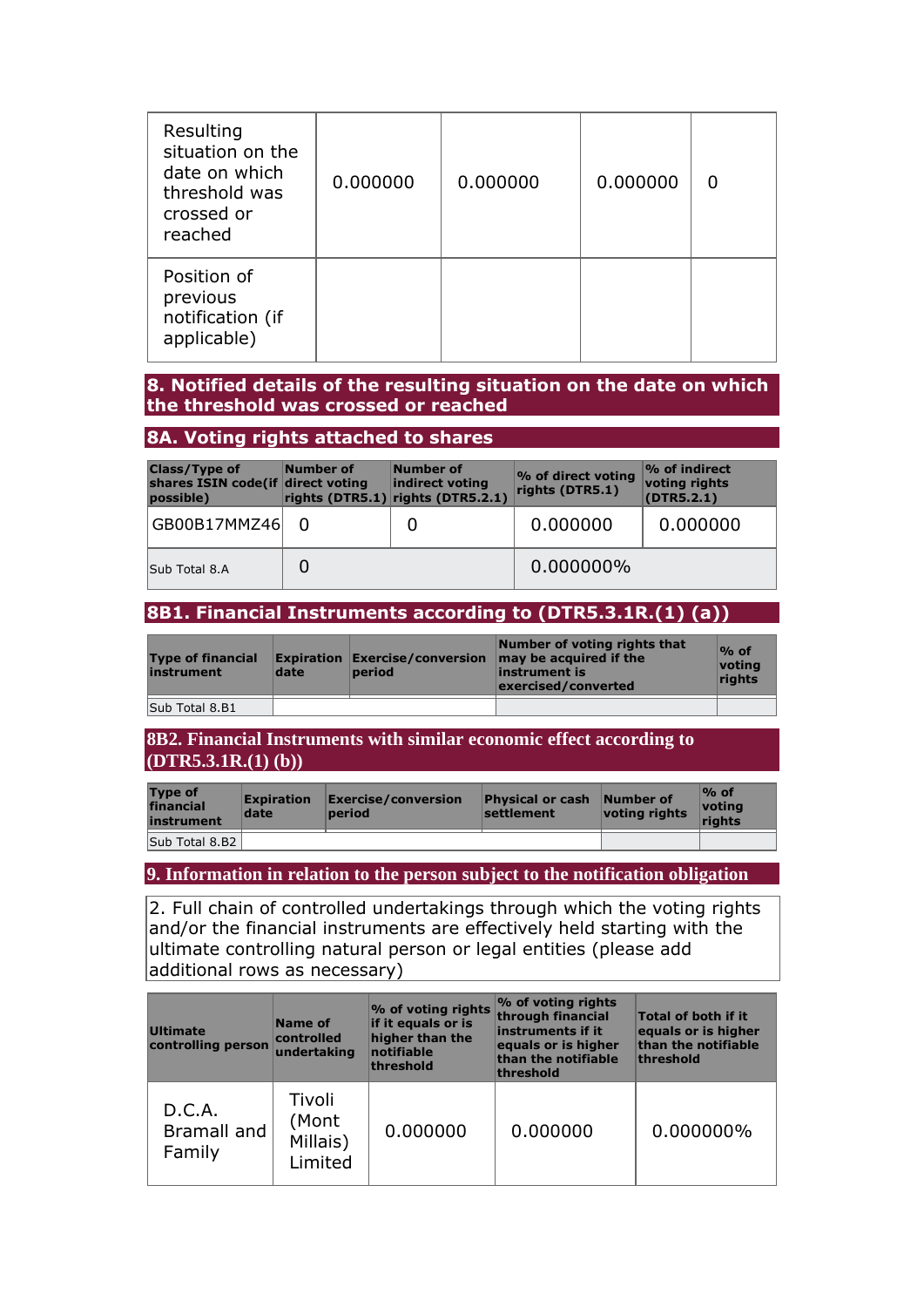| | | | | |
|---|---|---|---|---|
| Resulting situation on the date on which threshold was crossed or reached | 0.000000 | 0.000000 | 0.000000 | 0 |
| Position of previous notification (if applicable) | | | | |

## 8. Notified details of the resulting situation on the date on which the threshold was crossed or reached

### 8A. Voting rights attached to shares

| Class/Type of shares ISIN code(if possible) | Number of direct voting rights (DTR5.1) | Number of indirect voting rights (DTR5.2.1) | % of direct voting rights (DTR5.1) | % of indirect voting rights (DTR5.2.1) |
|---|---|---|---|---|
| GB00B17MMZ46 | 0 | 0 | 0.000000 | 0.000000 |
| Sub Total 8.A | 0 | | 0.000000% | |

### 8B1. Financial Instruments according to (DTR5.3.1R.(1) (a))

| Type of financial instrument | Expiration date | Exercise/conversion period | Number of voting rights that may be acquired if the instrument is exercised/converted | % of voting rights |
|---|---|---|---|---|
| Sub Total 8.B1 | | | | |

### 8B2. Financial Instruments with similar economic effect according to (DTR5.3.1R.(1) (b))

| Type of financial instrument | Expiration date | Exercise/conversion period | Physical or cash settlement | Number of voting rights | % of voting rights |
|---|---|---|---|---|---|
| Sub Total 8.B2 | | | | | |

## 9. Information in relation to the person subject to the notification obligation

2. Full chain of controlled undertakings through which the voting rights and/or the financial instruments are effectively held starting with the ultimate controlling natural person or legal entities (please add additional rows as necessary)

| Ultimate controlling person | Name of controlled undertaking | % of voting rights if it equals or is higher than the notifiable threshold | % of voting rights through financial instruments if it equals or is higher than the notifiable threshold | Total of both if it equals or is higher than the notifiable threshold |
|---|---|---|---|---|
| D.C.A. Bramall and Family | Tivoli (Mont Millais) Limited | 0.000000 | 0.000000 | 0.000000% |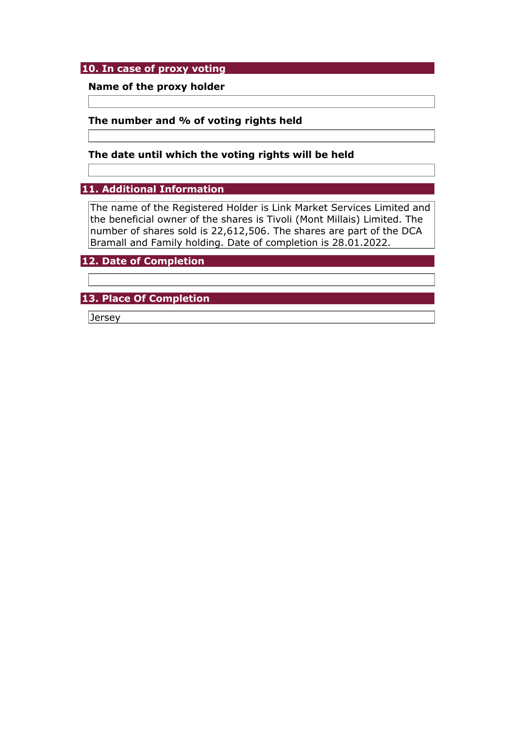## 10. In case of proxy voting

**Name of the proxy holder**

**The number and % of voting rights held**

**The date until which the voting rights will be held**

## 11. Additional Information

The name of the Registered Holder is Link Market Services Limited and the beneficial owner of the shares is Tivoli (Mont Millais) Limited. The number of shares sold is 22,612,506. The shares are part of the DCA Bramall and Family holding. Date of completion is 28.01.2022.

## 12. Date of Completion

## 13. Place Of Completion

Jersey